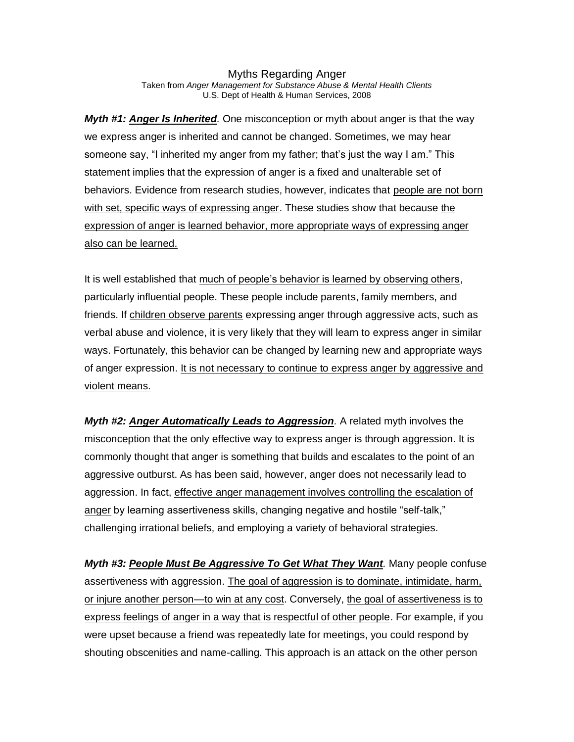# Myths Regarding Anger

Taken from *Anger Management for Substance Abuse & Mental Health Clients*
U.S. Dept of Health & Human Services, 2008

***Myth #1: Anger Is Inherited**.* One misconception or myth about anger is that the way we express anger is inherited and cannot be changed. Sometimes, we may hear someone say, "I inherited my anger from my father; that's just the way I am." This statement implies that the expression of anger is a fixed and unalterable set of behaviors. Evidence from research studies, however, indicates that people are not born with set, specific ways of expressing anger. These studies show that because the expression of anger is learned behavior, more appropriate ways of expressing anger also can be learned.

It is well established that much of people's behavior is learned by observing others, particularly influential people. These people include parents, family members, and friends. If children observe parents expressing anger through aggressive acts, such as verbal abuse and violence, it is very likely that they will learn to express anger in similar ways. Fortunately, this behavior can be changed by learning new and appropriate ways of anger expression. It is not necessary to continue to express anger by aggressive and violent means.

***Myth #2: Anger Automatically Leads to Aggression**.* A related myth involves the misconception that the only effective way to express anger is through aggression. It is commonly thought that anger is something that builds and escalates to the point of an aggressive outburst. As has been said, however, anger does not necessarily lead to aggression. In fact, effective anger management involves controlling the escalation of anger by learning assertiveness skills, changing negative and hostile "self-talk," challenging irrational beliefs, and employing a variety of behavioral strategies.

***Myth #3: People Must Be Aggressive To Get What They Want**.* Many people confuse assertiveness with aggression. The goal of aggression is to dominate, intimidate, harm, or injure another person—to win at any cost. Conversely, the goal of assertiveness is to express feelings of anger in a way that is respectful of other people. For example, if you were upset because a friend was repeatedly late for meetings, you could respond by shouting obscenities and name-calling. This approach is an attack on the other person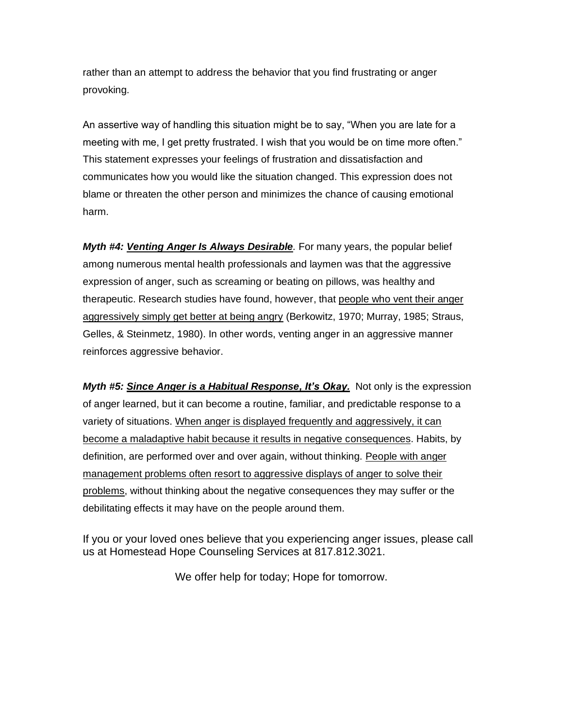rather than an attempt to address the behavior that you find frustrating or anger provoking.

An assertive way of handling this situation might be to say, "When you are late for a meeting with me, I get pretty frustrated. I wish that you would be on time more often." This statement expresses your feelings of frustration and dissatisfaction and communicates how you would like the situation changed. This expression does not blame or threaten the other person and minimizes the chance of causing emotional harm.

***Myth #4: <u>Venting Anger Is Always Desirable</u>***. For many years, the popular belief among numerous mental health professionals and laymen was that the aggressive expression of anger, such as screaming or beating on pillows, was healthy and therapeutic. Research studies have found, however, that <u>people who vent their anger aggressively simply get better at being angry</u> (Berkowitz, 1970; Murray, 1985; Straus, Gelles, & Steinmetz, 1980). In other words, venting anger in an aggressive manner reinforces aggressive behavior.

***Myth #5: <u>Since Anger is a Habitual Response, It's Okay.</u>*** Not only is the expression of anger learned, but it can become a routine, familiar, and predictable response to a variety of situations. <u>When anger is displayed frequently and aggressively, it can become a maladaptive habit because it results in negative consequences</u>. Habits, by definition, are performed over and over again, without thinking. <u>People with anger management problems often resort to aggressive displays of anger to solve their problems</u>, without thinking about the negative consequences they may suffer or the debilitating effects it may have on the people around them.

If you or your loved ones believe that you experiencing anger issues, please call us at Homestead Hope Counseling Services at 817.812.3021.

We offer help for today; Hope for tomorrow.